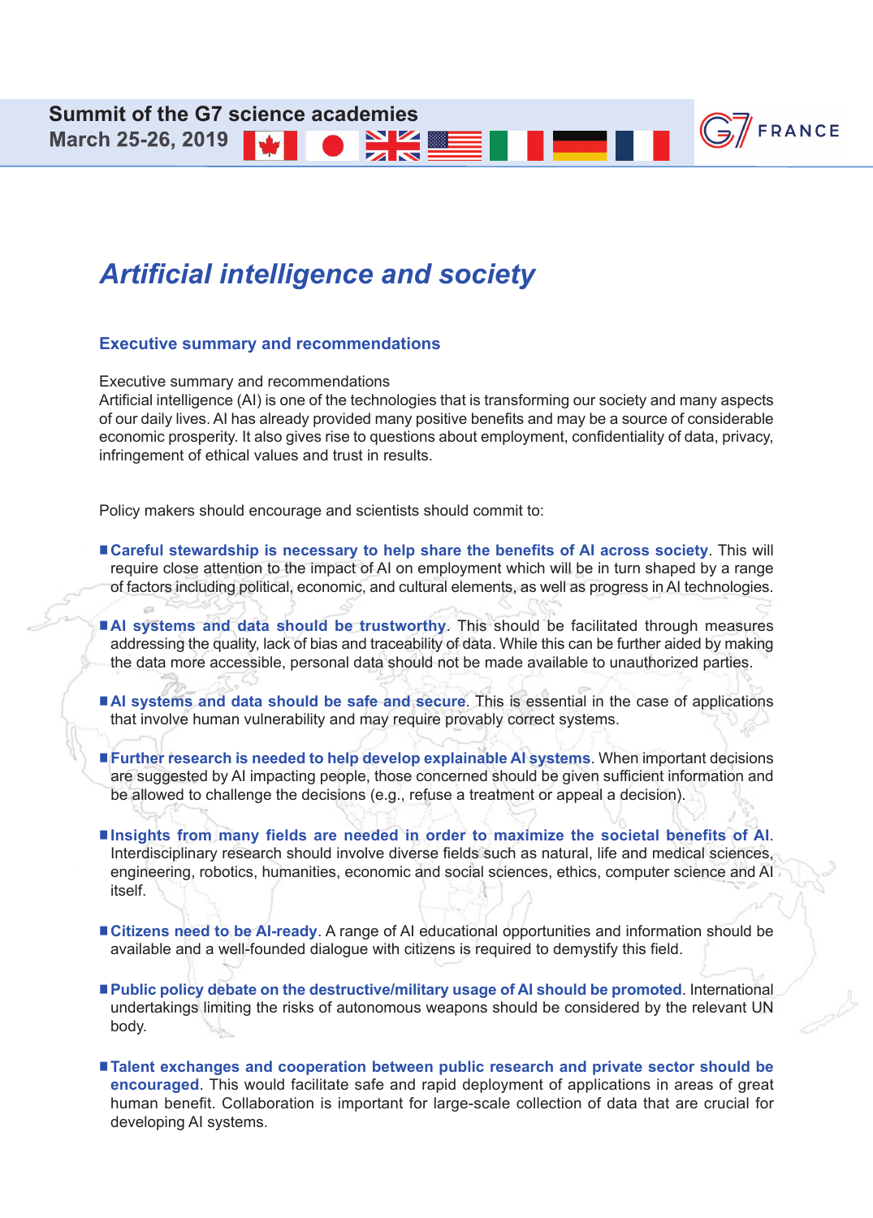Summit of the G7 science academies
March 25-26, 2019

# Artificial intelligence and society

## Executive summary and recommendations

Executive summary and recommendations
Artificial intelligence (AI) is one of the technologies that is transforming our society and many aspects of our daily lives. AI has already provided many positive benefits and may be a source of considerable economic prosperity. It also gives rise to questions about employment, confidentiality of data, privacy, infringement of ethical values and trust in results.

Policy makers should encourage and scientists should commit to:

- **Careful stewardship is necessary to help share the benefits of AI across society**. This will require close attention to the impact of AI on employment which will be in turn shaped by a range of factors including political, economic, and cultural elements, as well as progress in AI technologies.

- **AI systems and data should be trustworthy**. This should be facilitated through measures addressing the quality, lack of bias and traceability of data. While this can be further aided by making the data more accessible, personal data should not be made available to unauthorized parties.

- **AI systems and data should be safe and secure**. This is essential in the case of applications that involve human vulnerability and may require provably correct systems.

- **Further research is needed to help develop explainable AI systems**. When important decisions are suggested by AI impacting people, those concerned should be given sufficient information and be allowed to challenge the decisions (e.g., refuse a treatment or appeal a decision).

- **Insights from many fields are needed in order to maximize the societal benefits of AI**. Interdisciplinary research should involve diverse fields such as natural, life and medical sciences, engineering, robotics, humanities, economic and social sciences, ethics, computer science and AI itself.

- **Citizens need to be AI-ready**. A range of AI educational opportunities and information should be available and a well-founded dialogue with citizens is required to demystify this field.

- **Public policy debate on the destructive/military usage of AI should be promoted**. International undertakings limiting the risks of autonomous weapons should be considered by the relevant UN body.

- **Talent exchanges and cooperation between public research and private sector should be encouraged**. This would facilitate safe and rapid deployment of applications in areas of great human benefit. Collaboration is important for large-scale collection of data that are crucial for developing AI systems.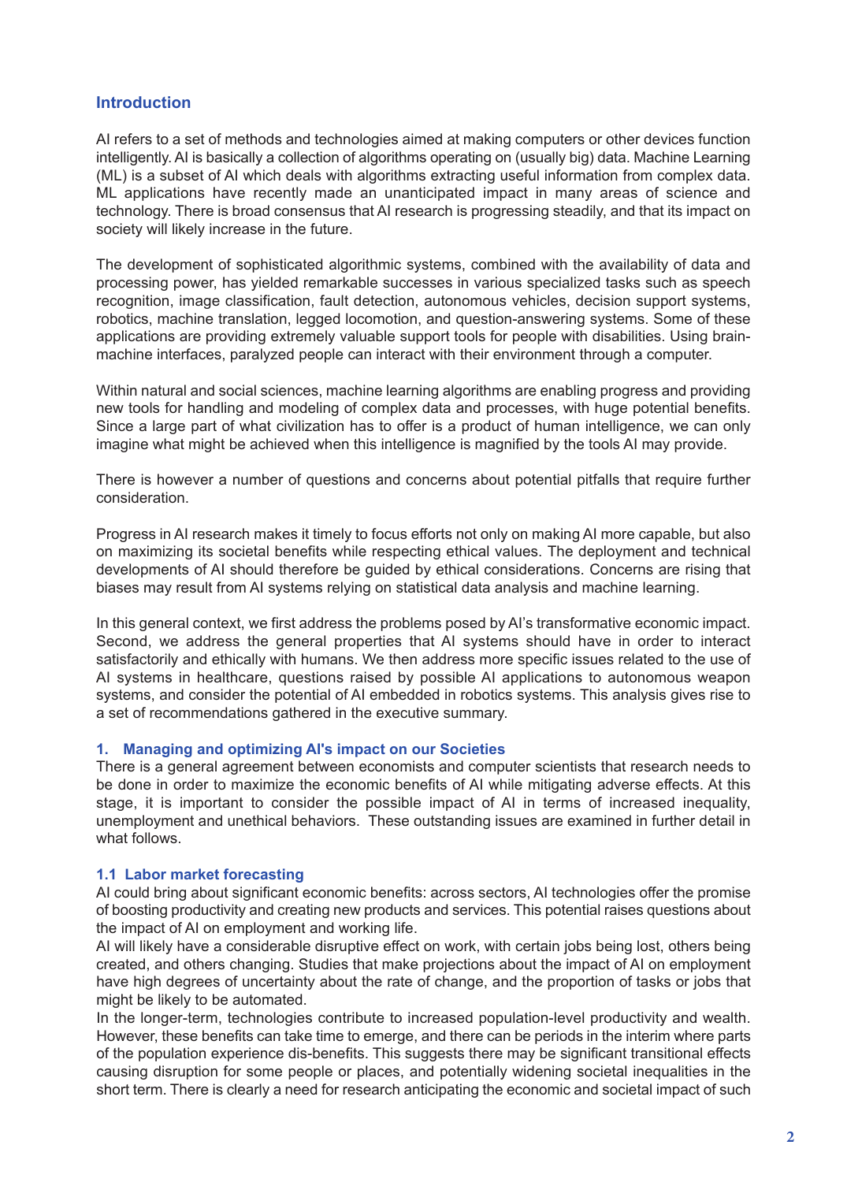## Introduction

AI refers to a set of methods and technologies aimed at making computers or other devices function intelligently. AI is basically a collection of algorithms operating on (usually big) data. Machine Learning (ML) is a subset of AI which deals with algorithms extracting useful information from complex data. ML applications have recently made an unanticipated impact in many areas of science and technology. There is broad consensus that AI research is progressing steadily, and that its impact on society will likely increase in the future.

The development of sophisticated algorithmic systems, combined with the availability of data and processing power, has yielded remarkable successes in various specialized tasks such as speech recognition, image classification, fault detection, autonomous vehicles, decision support systems, robotics, machine translation, legged locomotion, and question-answering systems. Some of these applications are providing extremely valuable support tools for people with disabilities. Using brain-machine interfaces, paralyzed people can interact with their environment through a computer.

Within natural and social sciences, machine learning algorithms are enabling progress and providing new tools for handling and modeling of complex data and processes, with huge potential benefits. Since a large part of what civilization has to offer is a product of human intelligence, we can only imagine what might be achieved when this intelligence is magnified by the tools AI may provide.

There is however a number of questions and concerns about potential pitfalls that require further consideration.

Progress in AI research makes it timely to focus efforts not only on making AI more capable, but also on maximizing its societal benefits while respecting ethical values. The deployment and technical developments of AI should therefore be guided by ethical considerations. Concerns are rising that biases may result from AI systems relying on statistical data analysis and machine learning.

In this general context, we first address the problems posed by AI's transformative economic impact. Second, we address the general properties that AI systems should have in order to interact satisfactorily and ethically with humans. We then address more specific issues related to the use of AI systems in healthcare, questions raised by possible AI applications to autonomous weapon systems, and consider the potential of AI embedded in robotics systems. This analysis gives rise to a set of recommendations gathered in the executive summary.

### 1. Managing and optimizing AI's impact on our Societies

There is a general agreement between economists and computer scientists that research needs to be done in order to maximize the economic benefits of AI while mitigating adverse effects. At this stage, it is important to consider the possible impact of AI in terms of increased inequality, unemployment and unethical behaviors. These outstanding issues are examined in further detail in what follows.

#### 1.1 Labor market forecasting

AI could bring about significant economic benefits: across sectors, AI technologies offer the promise of boosting productivity and creating new products and services. This potential raises questions about the impact of AI on employment and working life.

AI will likely have a considerable disruptive effect on work, with certain jobs being lost, others being created, and others changing. Studies that make projections about the impact of AI on employment have high degrees of uncertainty about the rate of change, and the proportion of tasks or jobs that might be likely to be automated.

In the longer-term, technologies contribute to increased population-level productivity and wealth. However, these benefits can take time to emerge, and there can be periods in the interim where parts of the population experience dis-benefits. This suggests there may be significant transitional effects causing disruption for some people or places, and potentially widening societal inequalities in the short term. There is clearly a need for research anticipating the economic and societal impact of such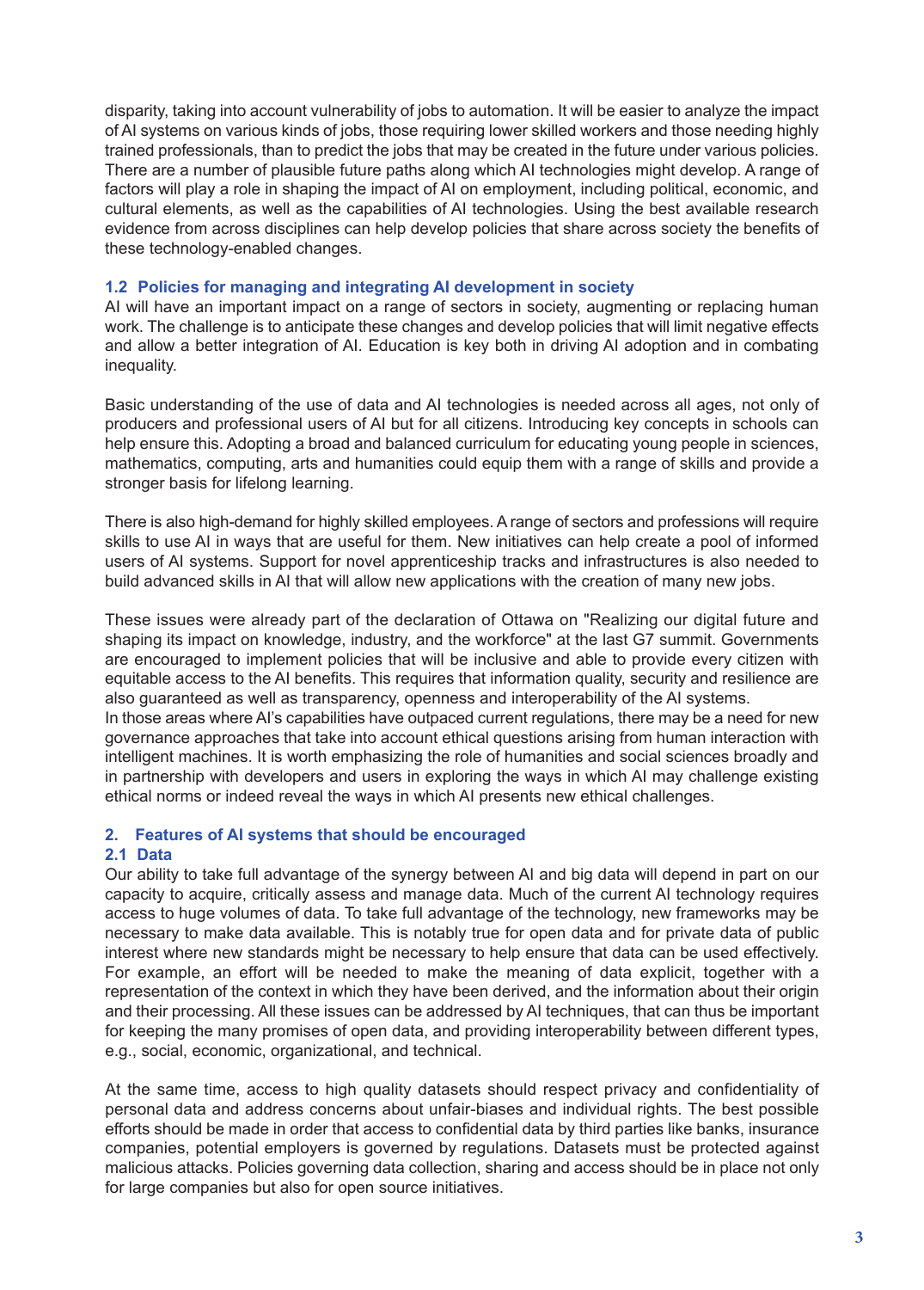disparity, taking into account vulnerability of jobs to automation. It will be easier to analyze the impact of AI systems on various kinds of jobs, those requiring lower skilled workers and those needing highly trained professionals, than to predict the jobs that may be created in the future under various policies. There are a number of plausible future paths along which AI technologies might develop. A range of factors will play a role in shaping the impact of AI on employment, including political, economic, and cultural elements, as well as the capabilities of AI technologies. Using the best available research evidence from across disciplines can help develop policies that share across society the benefits of these technology-enabled changes.

### 1.2 Policies for managing and integrating AI development in society

AI will have an important impact on a range of sectors in society, augmenting or replacing human work. The challenge is to anticipate these changes and develop policies that will limit negative effects and allow a better integration of AI. Education is key both in driving AI adoption and in combating inequality.

Basic understanding of the use of data and AI technologies is needed across all ages, not only of producers and professional users of AI but for all citizens. Introducing key concepts in schools can help ensure this. Adopting a broad and balanced curriculum for educating young people in sciences, mathematics, computing, arts and humanities could equip them with a range of skills and provide a stronger basis for lifelong learning.

There is also high-demand for highly skilled employees. A range of sectors and professions will require skills to use AI in ways that are useful for them. New initiatives can help create a pool of informed users of AI systems. Support for novel apprenticeship tracks and infrastructures is also needed to build advanced skills in AI that will allow new applications with the creation of many new jobs.

These issues were already part of the declaration of Ottawa on "Realizing our digital future and shaping its impact on knowledge, industry, and the workforce" at the last G7 summit. Governments are encouraged to implement policies that will be inclusive and able to provide every citizen with equitable access to the AI benefits. This requires that information quality, security and resilience are also guaranteed as well as transparency, openness and interoperability of the AI systems.
In those areas where AI's capabilities have outpaced current regulations, there may be a need for new governance approaches that take into account ethical questions arising from human interaction with intelligent machines. It is worth emphasizing the role of humanities and social sciences broadly and in partnership with developers and users in exploring the ways in which AI may challenge existing ethical norms or indeed reveal the ways in which AI presents new ethical challenges.

## 2. Features of AI systems that should be encouraged

### 2.1 Data

Our ability to take full advantage of the synergy between AI and big data will depend in part on our capacity to acquire, critically assess and manage data. Much of the current AI technology requires access to huge volumes of data. To take full advantage of the technology, new frameworks may be necessary to make data available. This is notably true for open data and for private data of public interest where new standards might be necessary to help ensure that data can be used effectively. For example, an effort will be needed to make the meaning of data explicit, together with a representation of the context in which they have been derived, and the information about their origin and their processing. All these issues can be addressed by AI techniques, that can thus be important for keeping the many promises of open data, and providing interoperability between different types, e.g., social, economic, organizational, and technical.

At the same time, access to high quality datasets should respect privacy and confidentiality of personal data and address concerns about unfair-biases and individual rights. The best possible efforts should be made in order that access to confidential data by third parties like banks, insurance companies, potential employers is governed by regulations. Datasets must be protected against malicious attacks. Policies governing data collection, sharing and access should be in place not only for large companies but also for open source initiatives.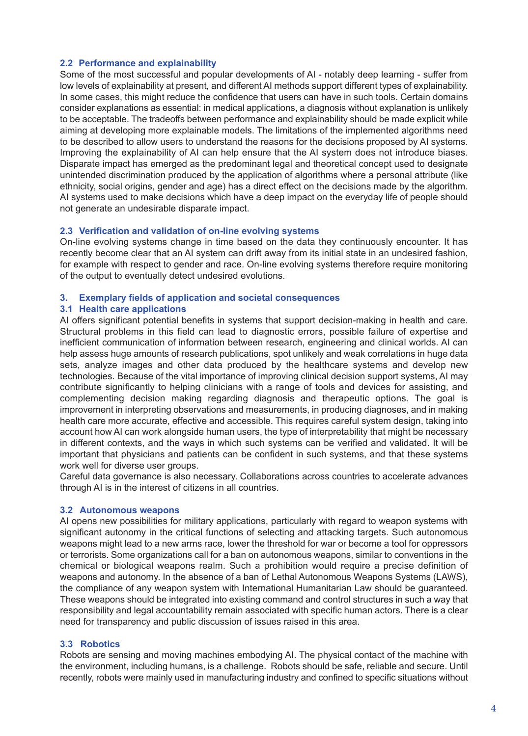### 2.2 Performance and explainability

Some of the most successful and popular developments of AI - notably deep learning - suffer from low levels of explainability at present, and different AI methods support different types of explainability. In some cases, this might reduce the confidence that users can have in such tools. Certain domains consider explanations as essential: in medical applications, a diagnosis without explanation is unlikely to be acceptable. The tradeoffs between performance and explainability should be made explicit while aiming at developing more explainable models. The limitations of the implemented algorithms need to be described to allow users to understand the reasons for the decisions proposed by AI systems. Improving the explainability of AI can help ensure that the AI system does not introduce biases. Disparate impact has emerged as the predominant legal and theoretical concept used to designate unintended discrimination produced by the application of algorithms where a personal attribute (like ethnicity, social origins, gender and age) has a direct effect on the decisions made by the algorithm. AI systems used to make decisions which have a deep impact on the everyday life of people should not generate an undesirable disparate impact.

### 2.3 Verification and validation of on-line evolving systems

On-line evolving systems change in time based on the data they continuously encounter. It has recently become clear that an AI system can drift away from its initial state in an undesired fashion, for example with respect to gender and race. On-line evolving systems therefore require monitoring of the output to eventually detect undesired evolutions.

## 3. Exemplary fields of application and societal consequences

### 3.1 Health care applications

AI offers significant potential benefits in systems that support decision-making in health and care. Structural problems in this field can lead to diagnostic errors, possible failure of expertise and inefficient communication of information between research, engineering and clinical worlds. AI can help assess huge amounts of research publications, spot unlikely and weak correlations in huge data sets, analyze images and other data produced by the healthcare systems and develop new technologies. Because of the vital importance of improving clinical decision support systems, AI may contribute significantly to helping clinicians with a range of tools and devices for assisting, and complementing decision making regarding diagnosis and therapeutic options. The goal is improvement in interpreting observations and measurements, in producing diagnoses, and in making health care more accurate, effective and accessible. This requires careful system design, taking into account how AI can work alongside human users, the type of interpretability that might be necessary in different contexts, and the ways in which such systems can be verified and validated. It will be important that physicians and patients can be confident in such systems, and that these systems work well for diverse user groups.

Careful data governance is also necessary. Collaborations across countries to accelerate advances through AI is in the interest of citizens in all countries.

### 3.2 Autonomous weapons

AI opens new possibilities for military applications, particularly with regard to weapon systems with significant autonomy in the critical functions of selecting and attacking targets. Such autonomous weapons might lead to a new arms race, lower the threshold for war or become a tool for oppressors or terrorists. Some organizations call for a ban on autonomous weapons, similar to conventions in the chemical or biological weapons realm. Such a prohibition would require a precise definition of weapons and autonomy. In the absence of a ban of Lethal Autonomous Weapons Systems (LAWS), the compliance of any weapon system with International Humanitarian Law should be guaranteed. These weapons should be integrated into existing command and control structures in such a way that responsibility and legal accountability remain associated with specific human actors. There is a clear need for transparency and public discussion of issues raised in this area.

### 3.3 Robotics

Robots are sensing and moving machines embodying AI. The physical contact of the machine with the environment, including humans, is a challenge. Robots should be safe, reliable and secure. Until recently, robots were mainly used in manufacturing industry and confined to specific situations without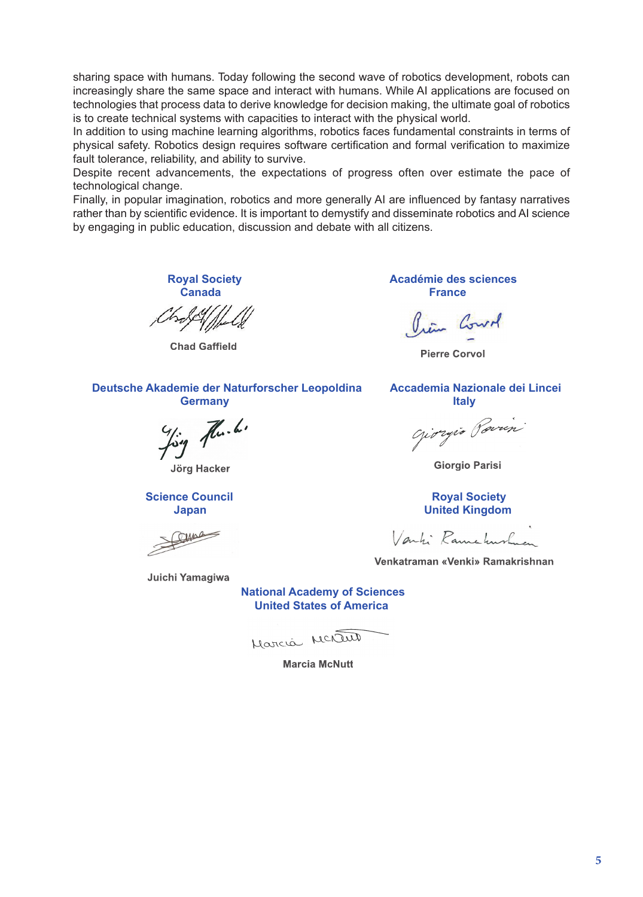sharing space with humans. Today following the second wave of robotics development, robots can increasingly share the same space and interact with humans. While AI applications are focused on technologies that process data to derive knowledge for decision making, the ultimate goal of robotics is to create technical systems with capacities to interact with the physical world.
In addition to using machine learning algorithms, robotics faces fundamental constraints in terms of physical safety. Robotics design requires software certification and formal verification to maximize fault tolerance, reliability, and ability to survive.
Despite recent advancements, the expectations of progress often over estimate the pace of technological change.
Finally, in popular imagination, robotics and more generally AI are influenced by fantasy narratives rather than by scientific evidence. It is important to demystify and disseminate robotics and AI science by engaging in public education, discussion and debate with all citizens.

**Royal Society**
**Canada**

Chad Gaffield

**Académie des sciences**
**France**

Pierre Corvol

**Deutsche Akademie der Naturforscher Leopoldina**
**Germany**

Jörg Hacker

**Accademia Nazionale dei Lincei**
**Italy**

Giorgio Parisi

**Science Council**
**Japan**

Juichi Yamagiwa

**Royal Society**
**United Kingdom**

Venkatraman «Venki» Ramakrishnan

**National Academy of Sciences**
**United States of America**

Marcia McNutt